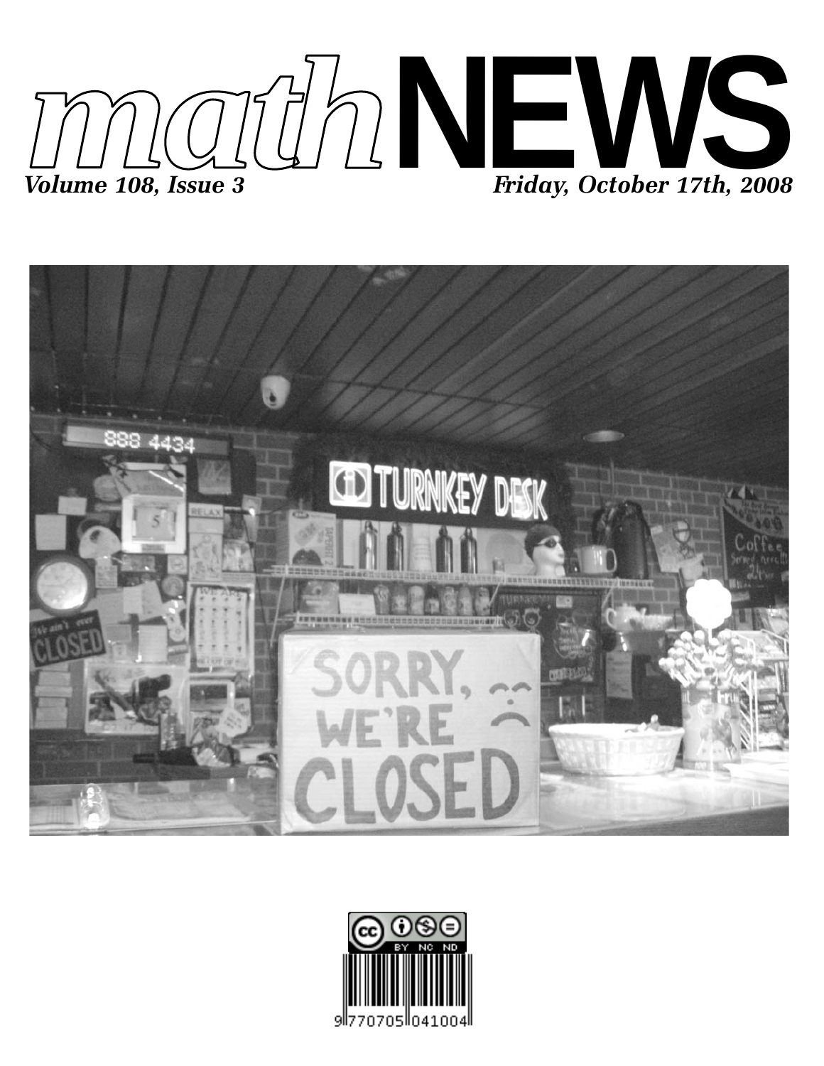# mathNEWS

*Volume 108, Issue 3* *Friday, October 17th, 2008*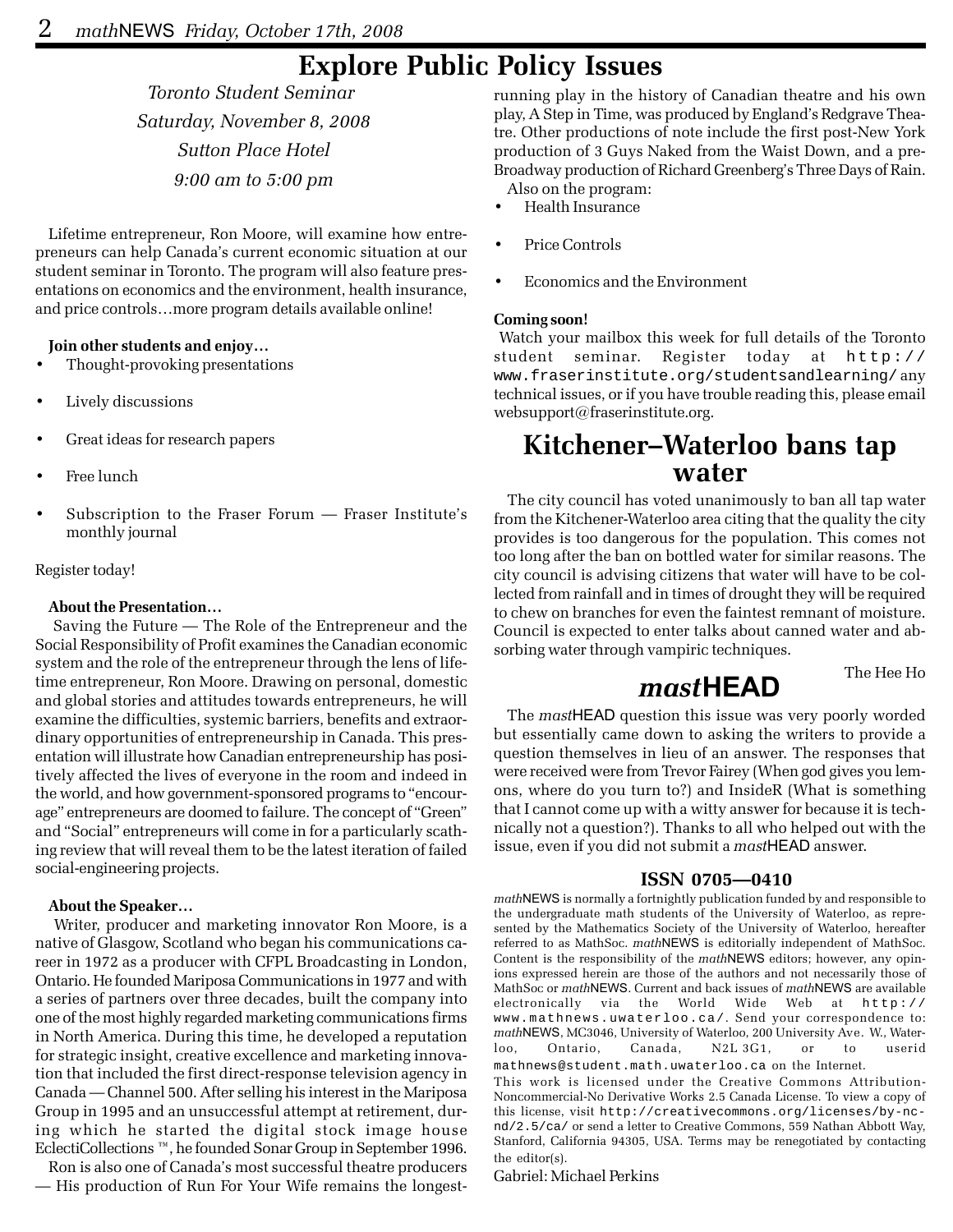# Explore Public Policy Issues

*Toronto Student Seminar*

*Saturday, November 8, 2008*

*Sutton Place Hotel*

*9:00 am to 5:00 pm*

Lifetime entrepreneur, Ron Moore, will examine how entrepreneurs can help Canada's current economic situation at our student seminar in Toronto. The program will also feature presentations on economics and the environment, health insurance, and price controls…more program details available online!

**Join other students and enjoy…**

- Thought-provoking presentations
- Lively discussions
- Great ideas for research papers
- Free lunch
- Subscription to the Fraser Forum — Fraser Institute's monthly journal

Register today!

**About the Presentation…**

Saving the Future — The Role of the Entrepreneur and the Social Responsibility of Profit examines the Canadian economic system and the role of the entrepreneur through the lens of lifetime entrepreneur, Ron Moore. Drawing on personal, domestic and global stories and attitudes towards entrepreneurs, he will examine the difficulties, systemic barriers, benefits and extraordinary opportunities of entrepreneurship in Canada. This presentation will illustrate how Canadian entrepreneurship has positively affected the lives of everyone in the room and indeed in the world, and how government-sponsored programs to "encourage" entrepreneurs are doomed to failure. The concept of "Green" and "Social" entrepreneurs will come in for a particularly scathing review that will reveal them to be the latest iteration of failed social-engineering projects.

**About the Speaker…**

Writer, producer and marketing innovator Ron Moore, is a native of Glasgow, Scotland who began his communications career in 1972 as a producer with CFPL Broadcasting in London, Ontario. He founded Mariposa Communications in 1977 and with a series of partners over three decades, built the company into one of the most highly regarded marketing communications firms in North America. During this time, he developed a reputation for strategic insight, creative excellence and marketing innovation that included the first direct-response television agency in Canada — Channel 500. After selling his interest in the Mariposa Group in 1995 and an unsuccessful attempt at retirement, during which he started the digital stock image house EclectiCollections ™, he founded Sonar Group in September 1996.

Ron is also one of Canada's most successful theatre producers — His production of Run For Your Wife remains the longest-running play in the history of Canadian theatre and his own play, A Step in Time, was produced by England's Redgrave Theatre. Other productions of note include the first post-New York production of 3 Guys Naked from the Waist Down, and a pre-Broadway production of Richard Greenberg's Three Days of Rain.

Also on the program:

- Health Insurance
- Price Controls
- Economics and the Environment

**Coming soon!**

Watch your mailbox this week for full details of the Toronto student seminar. Register today at http://www.fraserinstitute.org/studentsandlearning/ any technical issues, or if you have trouble reading this, please email websupport@fraserinstitute.org.

# Kitchener–Waterloo bans tap water

The city council has voted unanimously to ban all tap water from the Kitchener-Waterloo area citing that the quality the city provides is too dangerous for the population. This comes not too long after the ban on bottled water for similar reasons. The city council is advising citizens that water will have to be collected from rainfall and in times of drought they will be required to chew on branches for even the faintest remnant of moisture. Council is expected to enter talks about canned water and absorbing water through vampiric techniques.

The Hee Ho

# *mast*HEAD

The *mast*HEAD question this issue was very poorly worded but essentially came down to asking the writers to provide a question themselves in lieu of an answer. The responses that were received were from Trevor Fairey (When god gives you lemons, where do you turn to?) and InsideR (What is something that I cannot come up with a witty answer for because it is technically not a question?). Thanks to all who helped out with the issue, even if you did not submit a *mast*HEAD answer.

**ISSN 0705—0410**

*math*NEWS is normally a fortnightly publication funded by and responsible to the undergraduate math students of the University of Waterloo, as represented by the Mathematics Society of the University of Waterloo, hereafter referred to as MathSoc. *math*NEWS is editorially independent of MathSoc. Content is the responsibility of the *math*NEWS editors; however, any opinions expressed herein are those of the authors and not necessarily those of MathSoc or *math*NEWS. Current and back issues of *math*NEWS are available electronically via the World Wide Web at http://www.mathnews.uwaterloo.ca/. Send your correspondence to: *math*NEWS, MC3046, University of Waterloo, 200 University Ave. W., Waterloo, Ontario, Canada, N2L 3G1, or to userid mathnews@student.math.uwaterloo.ca on the Internet.

This work is licensed under the Creative Commons Attribution-Noncommercial-No Derivative Works 2.5 Canada License. To view a copy of this license, visit http://creativecommons.org/licenses/by-nc-nd/2.5/ca/ or send a letter to Creative Commons, 559 Nathan Abbott Way, Stanford, California 94305, USA. Terms may be renegotiated by contacting the editor(s).

Gabriel: Michael Perkins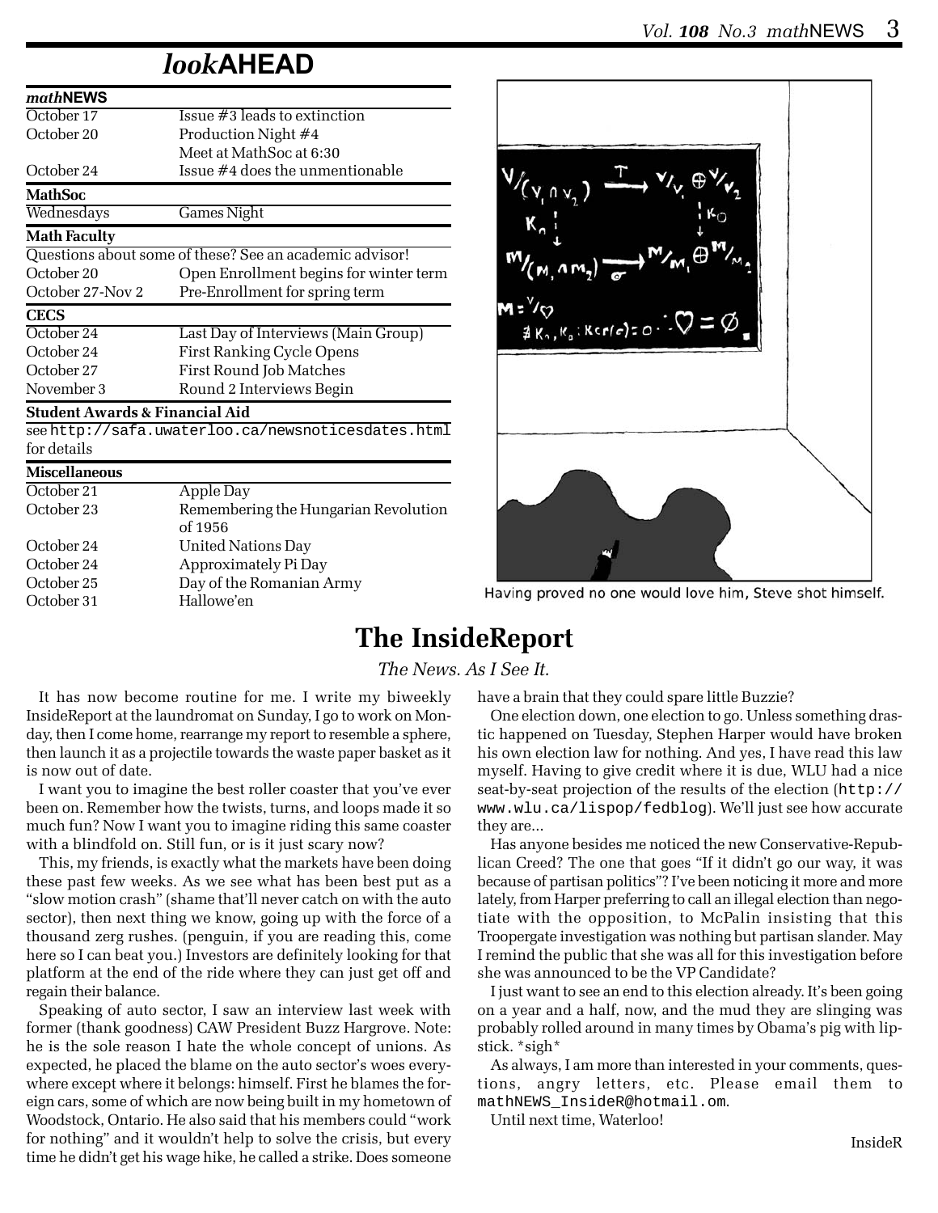# *look*AHEAD

| ***math*NEWS** | |
|---|---|
| October 17 | Issue #3 leads to extinction |
| October 20 | Production Night #4 |
| | Meet at MathSoc at 6:30 |
| October 24 | Issue #4 does the unmentionable |

| **MathSoc** | |
|---|---|
| Wednesdays | Games Night |

| **Math Faculty** | |
|---|---|
| Questions about some of these? See an academic advisor! | |
| October 20 | Open Enrollment begins for winter term |
| October 27-Nov 2 | Pre-Enrollment for spring term |

| **CECS** | |
|---|---|
| October 24 | Last Day of Interviews (Main Group) |
| October 24 | First Ranking Cycle Opens |
| October 27 | First Round Job Matches |
| November 3 | Round 2 Interviews Begin |

**Student Awards & Financial Aid**

see http://safa.uwaterloo.ca/newsnoticesdates.html for details

| **Miscellaneous** | |
|---|---|
| October 21 | Apple Day |
| October 23 | Remembering the Hungarian Revolution of 1956 |
| October 24 | United Nations Day |
| October 24 | Approximately Pi Day |
| October 25 | Day of the Romanian Army |
| October 31 | Hallowe'en |

Having proved no one would love him, Steve shot himself.

# The InsideReport

*The News. As I See It.*

It has now become routine for me. I write my biweekly InsideReport at the laundromat on Sunday, I go to work on Monday, then I come home, rearrange my report to resemble a sphere, then launch it as a projectile towards the waste paper basket as it is now out of date.

I want you to imagine the best roller coaster that you've ever been on. Remember how the twists, turns, and loops made it so much fun? Now I want you to imagine riding this same coaster with a blindfold on. Still fun, or is it just scary now?

This, my friends, is exactly what the markets have been doing these past few weeks. As we see what has been best put as a "slow motion crash" (shame that'll never catch on with the auto sector), then next thing we know, going up with the force of a thousand zerg rushes. (penguin, if you are reading this, come here so I can beat you.) Investors are definitely looking for that platform at the end of the ride where they can just get off and regain their balance.

Speaking of auto sector, I saw an interview last week with former (thank goodness) CAW President Buzz Hargrove. Note: he is the sole reason I hate the whole concept of unions. As expected, he placed the blame on the auto sector's woes everywhere except where it belongs: himself. First he blames the foreign cars, some of which are now being built in my hometown of Woodstock, Ontario. He also said that his members could "work for nothing" and it wouldn't help to solve the crisis, but every time he didn't get his wage hike, he called a strike. Does someone have a brain that they could spare little Buzzie?

One election down, one election to go. Unless something drastic happened on Tuesday, Stephen Harper would have broken his own election law for nothing. And yes, I have read this law myself. Having to give credit where it is due, WLU had a nice seat-by-seat projection of the results of the election (http://www.wlu.ca/lispop/fedblog). We'll just see how accurate they are...

Has anyone besides me noticed the new Conservative-Republican Creed? The one that goes "If it didn't go our way, it was because of partisan politics"? I've been noticing it more and more lately, from Harper preferring to call an illegal election than negotiate with the opposition, to McPalin insisting that this Troopergate investigation was nothing but partisan slander. May I remind the public that she was all for this investigation before she was announced to be the VP Candidate?

I just want to see an end to this election already. It's been going on a year and a half, now, and the mud they are slinging was probably rolled around in many times by Obama's pig with lipstick. *sigh*

As always, I am more than interested in your comments, questions, angry letters, etc. Please email them to mathNEWS_InsideR@hotmail.om.

Until next time, Waterloo!

InsideR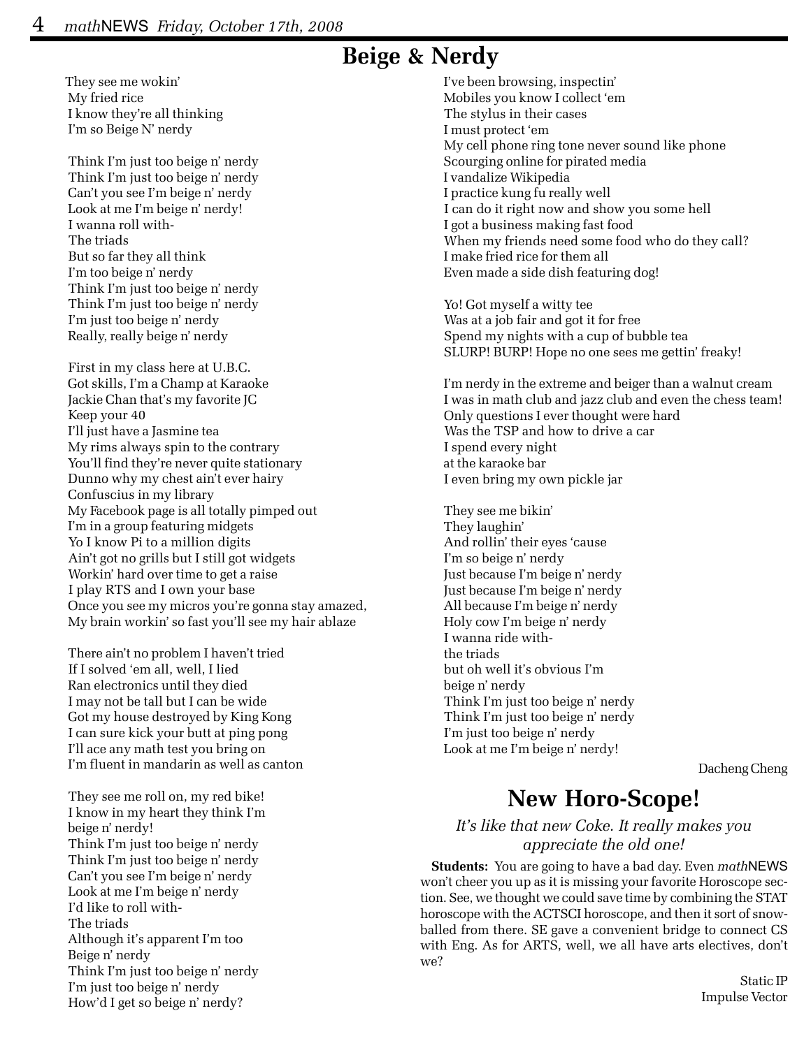# Beige & Nerdy

They see me wokin'
My fried rice
I know they're all thinking
I'm so Beige N' nerdy

Think I'm just too beige n' nerdy
Think I'm just too beige n' nerdy
Can't you see I'm beige n' nerdy
Look at me I'm beige n' nerdy!
I wanna roll with-
The triads
But so far they all think
I'm too beige n' nerdy
Think I'm just too beige n' nerdy
Think I'm just too beige n' nerdy
I'm just too beige n' nerdy
Really, really beige n' nerdy

First in my class here at U.B.C.
Got skills, I'm a Champ at Karaoke
Jackie Chan that's my favorite JC
Keep your 40
I'll just have a Jasmine tea
My rims always spin to the contrary
You'll find they're never quite stationary
Dunno why my chest ain't ever hairy
Confuscius in my library
My Facebook page is all totally pimped out
I'm in a group featuring midgets
Yo I know Pi to a million digits
Ain't got no grills but I still got widgets
Workin' hard over time to get a raise
I play RTS and I own your base
Once you see my micros you're gonna stay amazed,
My brain workin' so fast you'll see my hair ablaze

There ain't no problem I haven't tried
If I solved 'em all, well, I lied
Ran electronics until they died
I may not be tall but I can be wide
Got my house destroyed by King Kong
I can sure kick your butt at ping pong
I'll ace any math test you bring on
I'm fluent in mandarin as well as canton

They see me roll on, my red bike!
I know in my heart they think I'm
beige n' nerdy!
Think I'm just too beige n' nerdy
Think I'm just too beige n' nerdy
Can't you see I'm beige n' nerdy
Look at me I'm beige n' nerdy
I'd like to roll with-
The triads
Although it's apparent I'm too
Beige n' nerdy
Think I'm just too beige n' nerdy
I'm just too beige n' nerdy
How'd I get so beige n' nerdy?

I've been browsing, inspectin'
Mobiles you know I collect 'em
The stylus in their cases
I must protect 'em
My cell phone ring tone never sound like phone
Scourging online for pirated media
I vandalize Wikipedia
I practice kung fu really well
I can do it right now and show you some hell
I got a business making fast food
When my friends need some food who do they call?
I make fried rice for them all
Even made a side dish featuring dog!

Yo! Got myself a witty tee
Was at a job fair and got it for free
Spend my nights with a cup of bubble tea
SLURP! BURP! Hope no one sees me gettin' freaky!

I'm nerdy in the extreme and beiger than a walnut cream
I was in math club and jazz club and even the chess team!
Only questions I ever thought were hard
Was the TSP and how to drive a car
I spend every night
at the karaoke bar
I even bring my own pickle jar

They see me bikin'
They laughin'
And rollin' their eyes 'cause
I'm so beige n' nerdy
Just because I'm beige n' nerdy
Just because I'm beige n' nerdy
All because I'm beige n' nerdy
Holy cow I'm beige n' nerdy
I wanna ride with-
the triads
but oh well it's obvious I'm
beige n' nerdy
Think I'm just too beige n' nerdy
Think I'm just too beige n' nerdy
I'm just too beige n' nerdy
Look at me I'm beige n' nerdy!

Dacheng Cheng

# New Horo-Scope!

*It's like that new Coke. It really makes you appreciate the old one!*

**Students:** You are going to have a bad day. Even *math*NEWS won't cheer you up as it is missing your favorite Horoscope section. See, we thought we could save time by combining the STAT horoscope with the ACTSCI horoscope, and then it sort of snowballed from there. SE gave a convenient bridge to connect CS with Eng. As for ARTS, well, we all have arts electives, don't we?

Static IP
Impulse Vector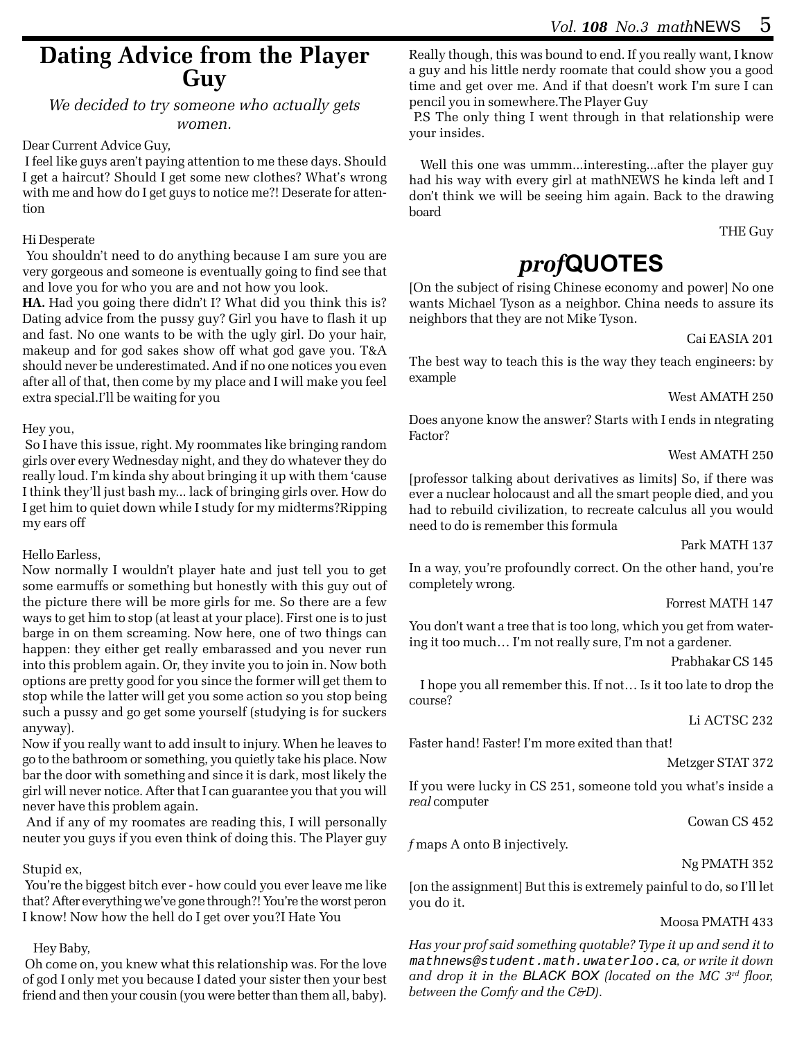# Dating Advice from the Player Guy

*We decided to try someone who actually gets women.*

Dear Current Advice Guy,

I feel like guys aren't paying attention to me these days. Should I get a haircut? Should I get some new clothes? What's wrong with me and how do I get guys to notice me?! Deserate for attention

Hi Desperate

You shouldn't need to do anything because I am sure you are very gorgeous and someone is eventually going to find see that and love you for who you are and not how you look.

**HA.** Had you going there didn't I? What did you think this is? Dating advice from the pussy guy? Girl you have to flash it up and fast. No one wants to be with the ugly girl. Do your hair, makeup and for god sakes show off what god gave you. T&A should never be underestimated. And if no one notices you even after all of that, then come by my place and I will make you feel extra special.I'll be waiting for you

Hey you,

So I have this issue, right. My roommates like bringing random girls over every Wednesday night, and they do whatever they do really loud. I'm kinda shy about bringing it up with them 'cause I think they'll just bash my... lack of bringing girls over. How do I get him to quiet down while I study for my midterms?Ripping my ears off

Hello Earless,

Now normally I wouldn't player hate and just tell you to get some earmuffs or something but honestly with this guy out of the picture there will be more girls for me. So there are a few ways to get him to stop (at least at your place). First one is to just barge in on them screaming. Now here, one of two things can happen: they either get really embarassed and you never run into this problem again. Or, they invite you to join in. Now both options are pretty good for you since the former will get them to stop while the latter will get you some action so you stop being such a pussy and go get some yourself (studying is for suckers anyway).

Now if you really want to add insult to injury. When he leaves to go to the bathroom or something, you quietly take his place. Now bar the door with something and since it is dark, most likely the girl will never notice. After that I can guarantee you that you will never have this problem again.

And if any of my roomates are reading this, I will personally neuter you guys if you even think of doing this. The Player guy

Stupid ex,

You're the biggest bitch ever - how could you ever leave me like that? After everything we've gone through?! You're the worst peron I know! Now how the hell do I get over you?I Hate You

Hey Baby,

Oh come on, you knew what this relationship was. For the love of god I only met you because I dated your sister then your best friend and then your cousin (you were better than them all, baby). Really though, this was bound to end. If you really want, I know a guy and his little nerdy roomate that could show you a good time and get over me. And if that doesn't work I'm sure I can pencil you in somewhere.The Player Guy

P.S The only thing I went through in that relationship were your insides.

Well this one was ummm...interesting...after the player guy had his way with every girl at mathNEWS he kinda left and I don't think we will be seeing him again. Back to the drawing board

THE Guy

# *prof*QUOTES

[On the subject of rising Chinese economy and power] No one wants Michael Tyson as a neighbor. China needs to assure its neighbors that they are not Mike Tyson.

Cai EASIA 201

The best way to teach this is the way they teach engineers: by example

West AMATH 250

Does anyone know the answer? Starts with I ends in ntegrating Factor?

West AMATH 250

[professor talking about derivatives as limits] So, if there was ever a nuclear holocaust and all the smart people died, and you had to rebuild civilization, to recreate calculus all you would need to do is remember this formula

Park MATH 137

In a way, you're profoundly correct. On the other hand, you're completely wrong.

Forrest MATH 147

You don't want a tree that is too long, which you get from watering it too much… I'm not really sure, I'm not a gardener.

Prabhakar CS 145

I hope you all remember this. If not… Is it too late to drop the course?

Li ACTSC 232

Faster hand! Faster! I'm more exited than that!

Metzger STAT 372

If you were lucky in CS 251, someone told you what's inside a *real* computer

Cowan CS 452

*f* maps A onto B injectively.

Ng PMATH 352

[on the assignment] But this is extremely painful to do, so I'll let you do it.

Moosa PMATH 433

*Has your prof said something quotable? Type it up and send it to* `mathnews@student.math.uwaterloo.ca`*, or write it down and drop it in the* BLACK BOX *(located on the MC 3rd floor, between the Comfy and the C&D).*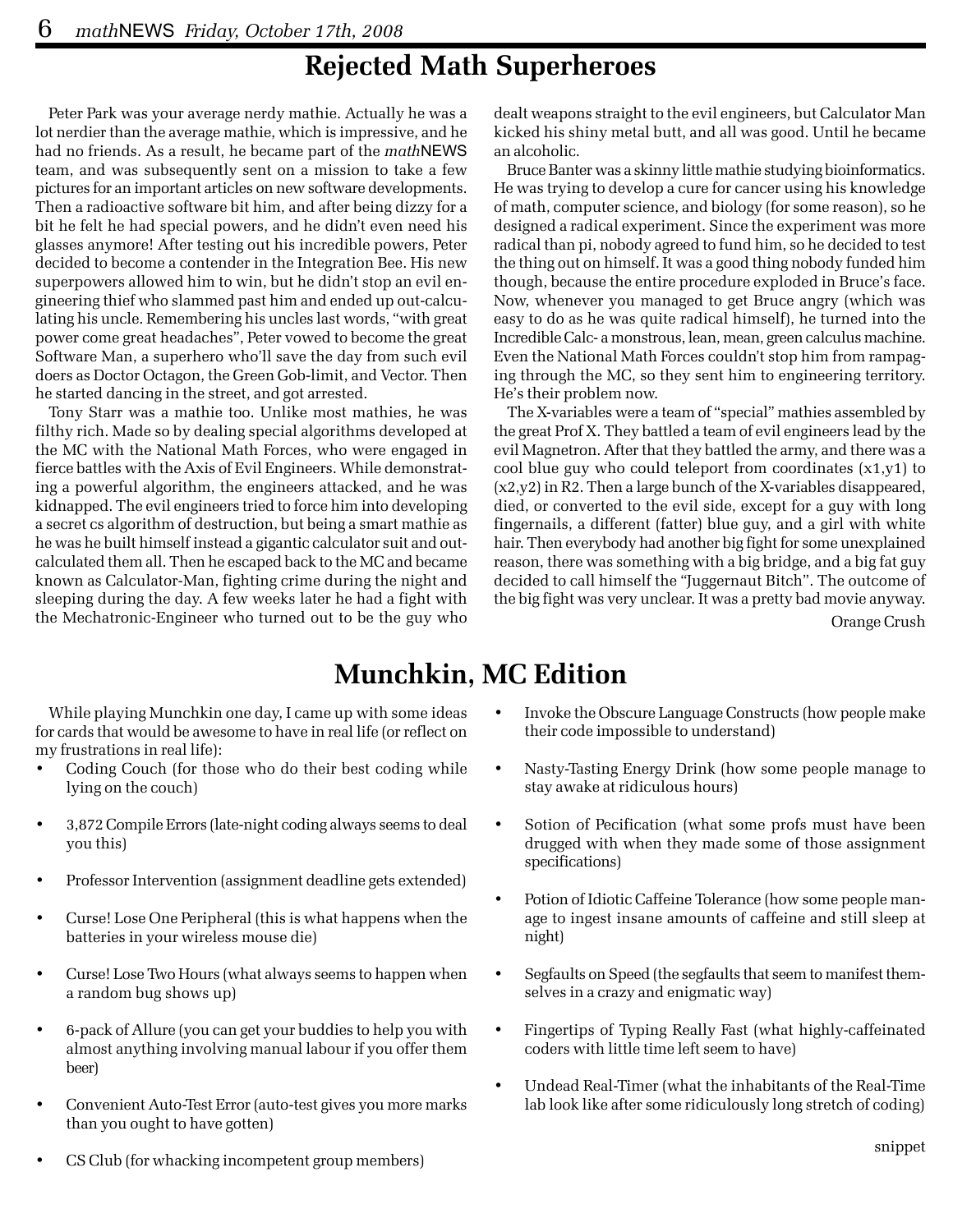# Rejected Math Superheroes

Peter Park was your average nerdy mathie. Actually he was a lot nerdier than the average mathie, which is impressive, and he had no friends. As a result, he became part of the *math*NEWS team, and was subsequently sent on a mission to take a few pictures for an important articles on new software developments. Then a radioactive software bit him, and after being dizzy for a bit he felt he had special powers, and he didn't even need his glasses anymore! After testing out his incredible powers, Peter decided to become a contender in the Integration Bee. His new superpowers allowed him to win, but he didn't stop an evil engineering thief who slammed past him and ended up out-calculating his uncle. Remembering his uncles last words, "with great power come great headaches", Peter vowed to become the great Software Man, a superhero who'll save the day from such evil doers as Doctor Octagon, the Green Gob-limit, and Vector. Then he started dancing in the street, and got arrested.

Tony Starr was a mathie too. Unlike most mathies, he was filthy rich. Made so by dealing special algorithms developed at the MC with the National Math Forces, who were engaged in fierce battles with the Axis of Evil Engineers. While demonstrating a powerful algorithm, the engineers attacked, and he was kidnapped. The evil engineers tried to force him into developing a secret cs algorithm of destruction, but being a smart mathie as he was he built himself instead a gigantic calculator suit and out-calculated them all. Then he escaped back to the MC and became known as Calculator-Man, fighting crime during the night and sleeping during the day. A few weeks later he had a fight with the Mechatronic-Engineeer who turned out to be the guy who dealt weapons straight to the evil engineers, but Calculator Man kicked his shiny metal butt, and all was good. Until he became an alcoholic.

Bruce Banter was a skinny little mathie studying bioinformatics. He was trying to develop a cure for cancer using his knowledge of math, computer science, and biology (for some reason), so he designed a radical experiment. Since the experiment was more radical than pi, nobody agreed to fund him, so he decided to test the thing out on himself. It was a good thing nobody funded him though, because the entire procedure exploded in Bruce's face. Now, whenever you managed to get Bruce angry (which was easy to do as he was quite radical himself), he turned into the Incredible Calc- a monstrous, lean, mean, green calculus machine. Even the National Math Forces couldn't stop him from rampaging through the MC, so they sent him to engineering territory. He's their problem now.

The X-variables were a team of "special" mathies assembled by the great Prof X. They battled a team of evil engineers lead by the evil Magnetron. After that they battled the army, and there was a cool blue guy who could teleport from coordinates (x1,y1) to (x2,y2) in R2. Then a large bunch of the X-variables disappeared, died, or converted to the evil side, except for a guy with long fingernails, a different (fatter) blue guy, and a girl with white hair. Then everybody had another big fight for some unexplained reason, there was something with a big bridge, and a big fat guy decided to call himself the "Juggernaut Bitch". The outcome of the big fight was very unclear. It was a pretty bad movie anyway.

Orange Crush

# Munchkin, MC Edition

While playing Munchkin one day, I came up with some ideas for cards that would be awesome to have in real life (or reflect on my frustrations in real life):

- Coding Couch (for those who do their best coding while lying on the couch)
- 3,872 Compile Errors (late-night coding always seems to deal you this)
- Professor Intervention (assignment deadline gets extended)
- Curse! Lose One Peripheral (this is what happens when the batteries in your wireless mouse die)
- Curse! Lose Two Hours (what always seems to happen when a random bug shows up)
- 6-pack of Allure (you can get your buddies to help you with almost anything involving manual labour if you offer them beer)
- Convenient Auto-Test Error (auto-test gives you more marks than you ought to have gotten)
- CS Club (for whacking incompetent group members)
- Invoke the Obscure Language Constructs (how people make their code impossible to understand)
- Nasty-Tasting Energy Drink (how some people manage to stay awake at ridiculous hours)
- Sotion of Pecification (what some profs must have been drugged with when they made some of those assignment specifications)
- Potion of Idiotic Caffeine Tolerance (how some people manage to ingest insane amounts of caffeine and still sleep at night)
- Segfaults on Speed (the segfaults that seem to manifest themselves in a crazy and enigmatic way)
- Fingertips of Typing Really Fast (what highly-caffeinated coders with little time left seem to have)
- Undead Real-Timer (what the inhabitants of the Real-Time lab look like after some ridiculously long stretch of coding)

snippet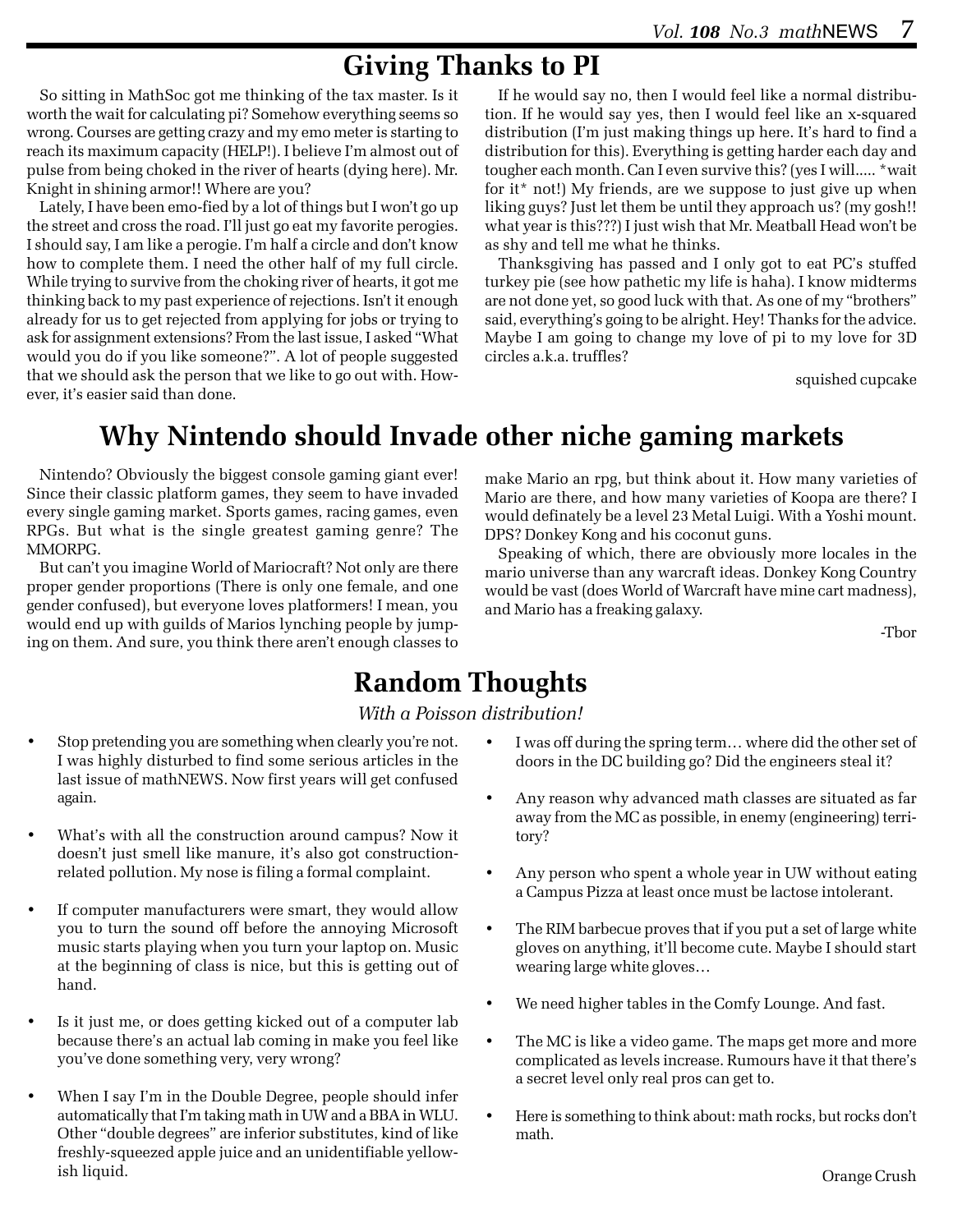## Giving Thanks to PI

So sitting in MathSoc got me thinking of the tax master. Is it worth the wait for calculating pi? Somehow everything seems so wrong. Courses are getting crazy and my emo meter is starting to reach its maximum capacity (HELP!). I believe I'm almost out of pulse from being choked in the river of hearts (dying here). Mr. Knight in shining armor!! Where are you?

Lately, I have been emo-fied by a lot of things but I won't go up the street and cross the road. I'll just go eat my favorite perogies. I should say, I am like a perogie. I'm half a circle and don't know how to complete them. I need the other half of my full circle. While trying to survive from the choking river of hearts, it got me thinking back to my past experience of rejections. Isn't it enough already for us to get rejected from applying for jobs or trying to ask for assignment extensions? From the last issue, I asked "What would you do if you like someone?". A lot of people suggested that we should ask the person that we like to go out with. However, it's easier said than done.

If he would say no, then I would feel like a normal distribution. If he would say yes, then I would feel like an x-squared distribution (I'm just making things up here. It's hard to find a distribution for this). Everything is getting harder each day and tougher each month. Can I even survive this? (yes I will..... *wait for it* not!) My friends, are we suppose to just give up when liking guys? Just let them be until they approach us? (my gosh!! what year is this???) I just wish that Mr. Meatball Head won't be as shy and tell me what he thinks.

Thanksgiving has passed and I only got to eat PC's stuffed turkey pie (see how pathetic my life is haha). I know midterms are not done yet, so good luck with that. As one of my "brothers" said, everything's going to be alright. Hey! Thanks for the advice. Maybe I am going to change my love of pi to my love for 3D circles a.k.a. truffles?

squished cupcake

## Why Nintendo should Invade other niche gaming markets

Nintendo? Obviously the biggest console gaming giant ever! Since their classic platform games, they seem to have invaded every single gaming market. Sports games, racing games, even RPGs. But what is the single greatest gaming genre? The MMORPG.

But can't you imagine World of Mariocraft? Not only are there proper gender proportions (There is only one female, and one gender confused), but everyone loves platformers! I mean, you would end up with guilds of Marios lynching people by jumping on them. And sure, you think there aren't enough classes to make Mario an rpg, but think about it. How many varieties of Mario are there, and how many varieties of Koopa are there? I would definately be a level 23 Metal Luigi. With a Yoshi mount. DPS? Donkey Kong and his coconut guns.

Speaking of which, there are obviously more locales in the mario universe than any warcraft ideas. Donkey Kong Country would be vast (does World of Warcraft have mine cart madness), and Mario has a freaking galaxy.

-Tbor

## Random Thoughts

*With a Poisson distribution!*

- Stop pretending you are something when clearly you're not. I was highly disturbed to find some serious articles in the last issue of mathNEWS. Now first years will get confused again.
- What's with all the construction around campus? Now it doesn't just smell like manure, it's also got construction-related pollution. My nose is filing a formal complaint.
- If computer manufacturers were smart, they would allow you to turn the sound off before the annoying Microsoft music starts playing when you turn your laptop on. Music at the beginning of class is nice, but this is getting out of hand.
- Is it just me, or does getting kicked out of a computer lab because there's an actual lab coming in make you feel like you've done something very, very wrong?
- When I say I'm in the Double Degree, people should infer automatically that I'm taking math in UW and a BBA in WLU. Other "double degrees" are inferior substitutes, kind of like freshly-squeezed apple juice and an unidentifiable yellowish liquid.
- I was off during the spring term… where did the other set of doors in the DC building go? Did the engineers steal it?
- Any reason why advanced math classes are situated as far away from the MC as possible, in enemy (engineering) territory?
- Any person who spent a whole year in UW without eating a Campus Pizza at least once must be lactose intolerant.
- The RIM barbecue proves that if you put a set of large white gloves on anything, it'll become cute. Maybe I should start wearing large white gloves…
- We need higher tables in the Comfy Lounge. And fast.
- The MC is like a video game. The maps get more and more complicated as levels increase. Rumours have it that there's a secret level only real pros can get to.
- Here is something to think about: math rocks, but rocks don't math.

Orange Crush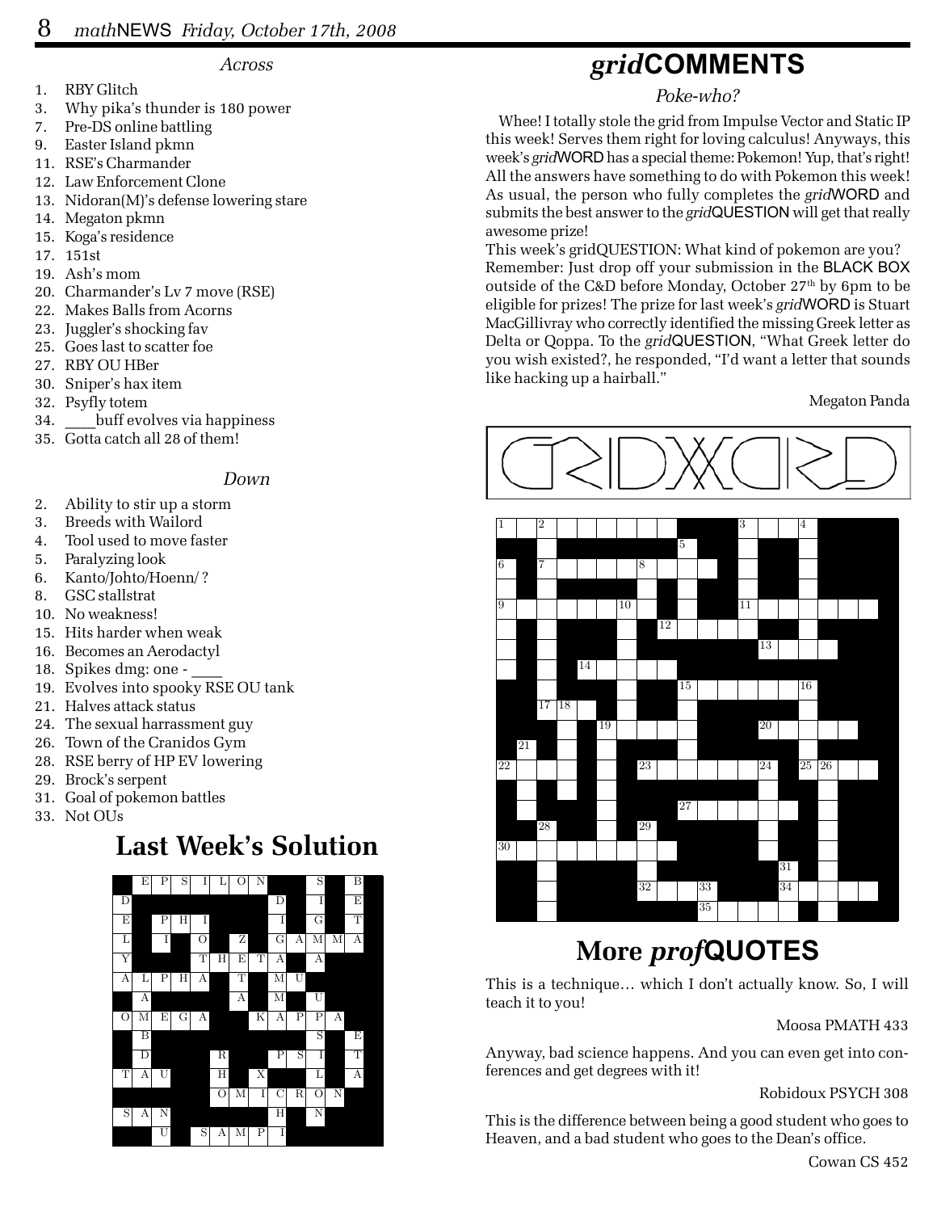### Across

1. RBY Glitch
3. Why pika's thunder is 180 power
7. Pre-DS online battling
9. Easter Island pkmn
11. RSE's Charmander
12. Law Enforcement Clone
13. Nidoran(M)'s defense lowering stare
14. Megaton pkmn
15. Koga's residence
17. 151st
19. Ash's mom
20. Charmander's Lv 7 move (RSE)
22. Makes Balls from Acorns
23. Juggler's shocking fav
25. Goes last to scatter foe
27. RBY OU HBer
30. Sniper's hax item
32. Psyfly totem
34. ____buff evolves via happiness
35. Gotta catch all 28 of them!

### Down

2. Ability to stir up a storm
3. Breeds with Wailord
4. Tool used to move faster
5. Paralyzing look
6. Kanto/Johto/Hoenn/ ?
8. GSC stallstrat
10. No weakness!
15. Hits harder when weak
16. Becomes an Aerodactyl
18. Spikes dmg: one - ____
19. Evolves into spooky RSE OU tank
21. Halves attack status
24. The sexual harrassment guy
26. Town of the Cranidos Gym
28. RSE berry of HP EV lowering
29. Brock's serpent
31. Goal of pokemon battles
33. Not OUs

## Last Week's Solution

# *grid*COMMENTS

*Poke-who?*

Whee! I totally stole the grid from Impulse Vector and Static IP this week! Serves them right for loving calculus! Anyways, this week's *grid*WORD has a special theme: Pokemon! Yup, that's right! All the answers have something to do with Pokemon this week! As usual, the person who fully completes the *grid*WORD and submits the best answer to the *grid*QUESTION will get that really awesome prize!

This week's gridQUESTION: What kind of pokemon are you? Remember: Just drop off your submission in the BLACK BOX outside of the C&D before Monday, October 27th by 6pm to be eligible for prizes! The prize for last week's *grid*WORD is Stuart MacGillivray who correctly identified the missing Greek letter as Delta or Qoppa. To the *grid*QUESTION, "What Greek letter do you wish existed?, he responded, "I'd want a letter that sounds like hacking up a hairball."

Megaton Panda

GRIDWORD

# More *prof*QUOTES

This is a technique… which I don't actually know. So, I will teach it to you!

Moosa PMATH 433

Anyway, bad science happens. And you can even get into conferences and get degrees with it!

Robidoux PSYCH 308

This is the difference between being a good student who goes to Heaven, and a bad student who goes to the Dean's office.

Cowan CS 452